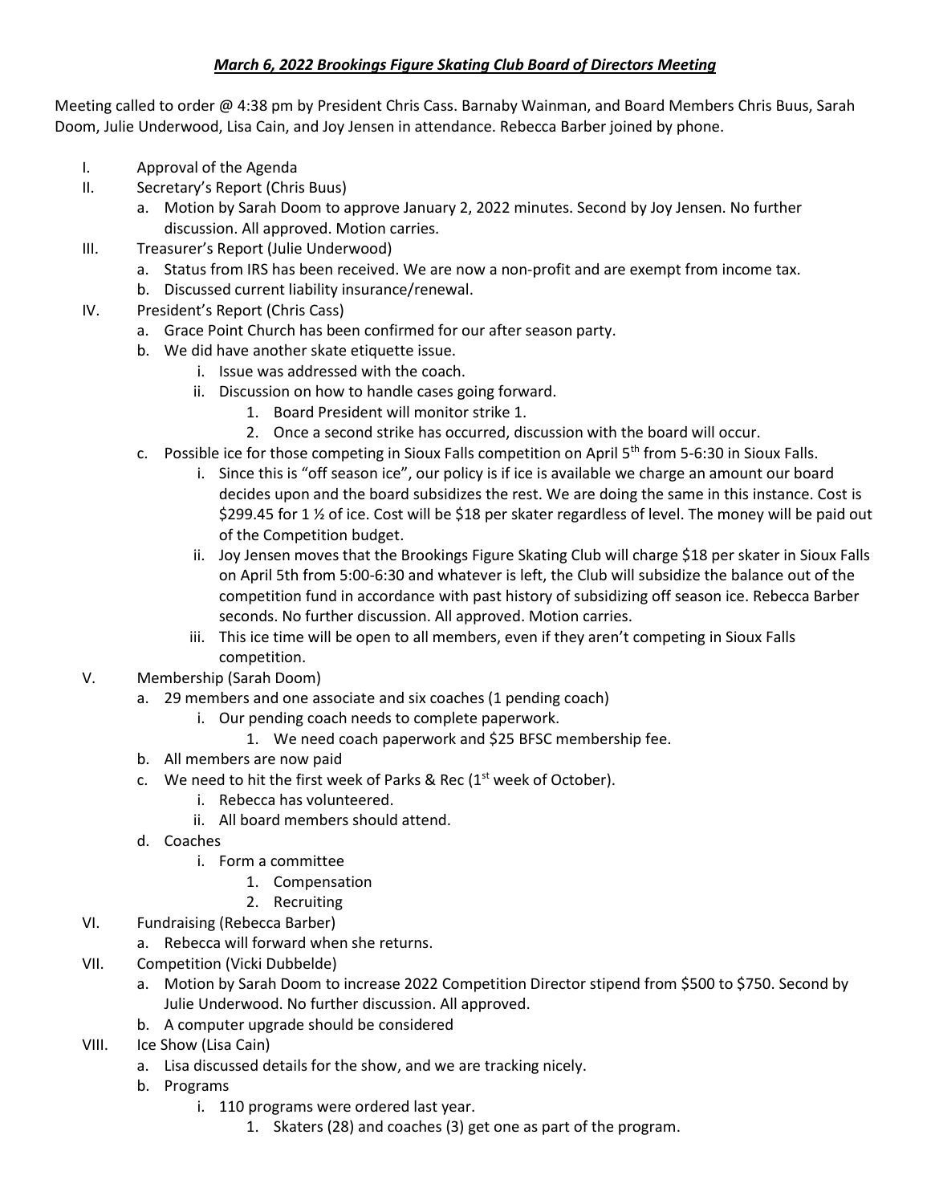***March 6, 2022 Brookings Figure Skating Club Board of Directors Meeting***

Meeting called to order @ 4:38 pm by President Chris Cass. Barnaby Wainman, and Board Members Chris Buus, Sarah Doom, Julie Underwood, Lisa Cain, and Joy Jensen in attendance. Rebecca Barber joined by phone.

I. Approval of the Agenda
II. Secretary's Report (Chris Buus)
   a. Motion by Sarah Doom to approve January 2, 2022 minutes. Second by Joy Jensen. No further discussion. All approved. Motion carries.
III. Treasurer's Report (Julie Underwood)
   a. Status from IRS has been received. We are now a non-profit and are exempt from income tax.
   b. Discussed current liability insurance/renewal.
IV. President's Report (Chris Cass)
   a. Grace Point Church has been confirmed for our after season party.
   b. We did have another skate etiquette issue.
      i. Issue was addressed with the coach.
      ii. Discussion on how to handle cases going forward.
         1. Board President will monitor strike 1.
         2. Once a second strike has occurred, discussion with the board will occur.
   c. Possible ice for those competing in Sioux Falls competition on April 5th from 5-6:30 in Sioux Falls.
      i. Since this is "off season ice", our policy is if ice is available we charge an amount our board decides upon and the board subsidizes the rest. We are doing the same in this instance. Cost is $299.45 for 1 ½ of ice. Cost will be $18 per skater regardless of level. The money will be paid out of the Competition budget.
      ii. Joy Jensen moves that the Brookings Figure Skating Club will charge $18 per skater in Sioux Falls on April 5th from 5:00-6:30 and whatever is left, the Club will subsidize the balance out of the competition fund in accordance with past history of subsidizing off season ice. Rebecca Barber seconds. No further discussion. All approved. Motion carries.
      iii. This ice time will be open to all members, even if they aren't competing in Sioux Falls competition.
V. Membership (Sarah Doom)
   a. 29 members and one associate and six coaches (1 pending coach)
      i. Our pending coach needs to complete paperwork.
         1. We need coach paperwork and $25 BFSC membership fee.
   b. All members are now paid
   c. We need to hit the first week of Parks & Rec (1st week of October).
      i. Rebecca has volunteered.
      ii. All board members should attend.
   d. Coaches
      i. Form a committee
         1. Compensation
         2. Recruiting
VI. Fundraising (Rebecca Barber)
   a. Rebecca will forward when she returns.
VII. Competition (Vicki Dubbelde)
   a. Motion by Sarah Doom to increase 2022 Competition Director stipend from $500 to $750. Second by Julie Underwood. No further discussion. All approved.
   b. A computer upgrade should be considered
VIII. Ice Show (Lisa Cain)
   a. Lisa discussed details for the show, and we are tracking nicely.
   b. Programs
      i. 110 programs were ordered last year.
         1. Skaters (28) and coaches (3) get one as part of the program.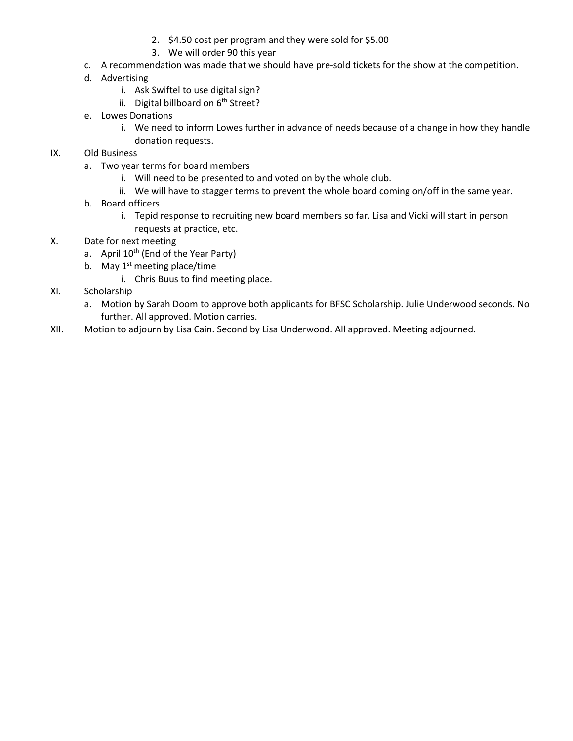2. $4.50 cost per program and they were sold for $5.00
3. We will order 90 this year

c. A recommendation was made that we should have pre-sold tickets for the show at the competition.

d. Advertising
   - i. Ask Swiftel to use digital sign?
   - ii. Digital billboard on 6th Street?

e. Lowes Donations
   - i. We need to inform Lowes further in advance of needs because of a change in how they handle donation requests.

IX. Old Business

a. Two year terms for board members
   - i. Will need to be presented to and voted on by the whole club.
   - ii. We will have to stagger terms to prevent the whole board coming on/off in the same year.

b. Board officers
   - i. Tepid response to recruiting new board members so far. Lisa and Vicki will start in person requests at practice, etc.

X. Date for next meeting

a. April 10th (End of the Year Party)

b. May 1st meeting place/time
   - i. Chris Buus to find meeting place.

XI. Scholarship

a. Motion by Sarah Doom to approve both applicants for BFSC Scholarship. Julie Underwood seconds. No further. All approved. Motion carries.

XII. Motion to adjourn by Lisa Cain. Second by Lisa Underwood. All approved. Meeting adjourned.